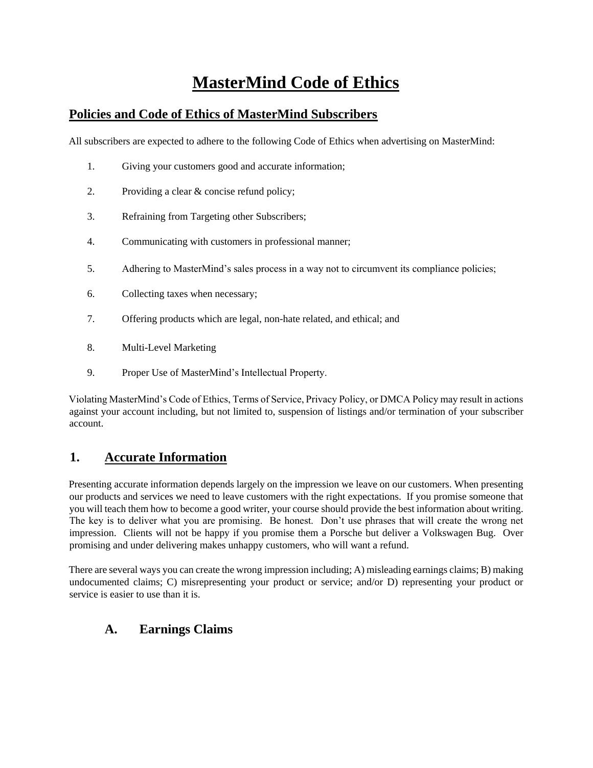# MasterMind Code of Ethics

## Policies and Code of Ethics of MasterMind Subscribers

All subscribers are expected to adhere to the following Code of Ethics when advertising on MasterMind:

1. Giving your customers good and accurate information;
2. Providing a clear & concise refund policy;
3. Refraining from Targeting other Subscribers;
4. Communicating with customers in professional manner;
5. Adhering to MasterMind's sales process in a way not to circumvent its compliance policies;
6. Collecting taxes when necessary;
7. Offering products which are legal, non-hate related, and ethical; and
8. Multi-Level Marketing
9. Proper Use of MasterMind's Intellectual Property.

Violating MasterMind's Code of Ethics, Terms of Service, Privacy Policy, or DMCA Policy may result in actions against your account including, but not limited to, suspension of listings and/or termination of your subscriber account.

## 1. Accurate Information

Presenting accurate information depends largely on the impression we leave on our customers. When presenting our products and services we need to leave customers with the right expectations. If you promise someone that you will teach them how to become a good writer, your course should provide the best information about writing. The key is to deliver what you are promising. Be honest. Don't use phrases that will create the wrong net impression. Clients will not be happy if you promise them a Porsche but deliver a Volkswagen Bug. Over promising and under delivering makes unhappy customers, who will want a refund.

There are several ways you can create the wrong impression including; A) misleading earnings claims; B) making undocumented claims; C) misrepresenting your product or service; and/or D) representing your product or service is easier to use than it is.

### A. Earnings Claims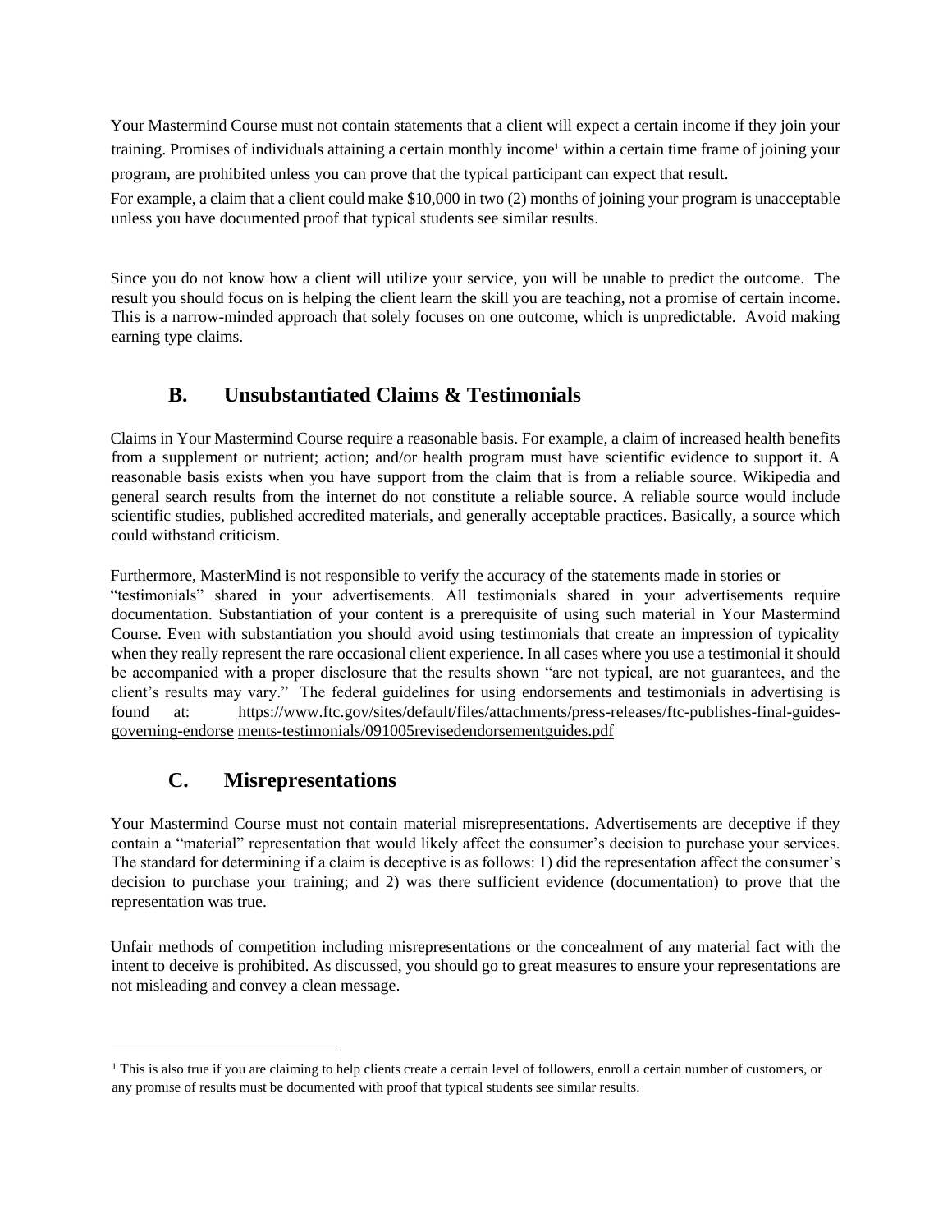Your Mastermind Course must not contain statements that a client will expect a certain income if they join your training. Promises of individuals attaining a certain monthly income[1] within a certain time frame of joining your program, are prohibited unless you can prove that the typical participant can expect that result.

For example, a claim that a client could make $10,000 in two (2) months of joining your program is unacceptable unless you have documented proof that typical students see similar results.

Since you do not know how a client will utilize your service, you will be unable to predict the outcome. The result you should focus on is helping the client learn the skill you are teaching, not a promise of certain income. This is a narrow-minded approach that solely focuses on one outcome, which is unpredictable. Avoid making earning type claims.

## B. Unsubstantiated Claims & Testimonials

Claims in Your Mastermind Course require a reasonable basis. For example, a claim of increased health benefits from a supplement or nutrient; action; and/or health program must have scientific evidence to support it. A reasonable basis exists when you have support from the claim that is from a reliable source. Wikipedia and general search results from the internet do not constitute a reliable source. A reliable source would include scientific studies, published accredited materials, and generally acceptable practices. Basically, a source which could withstand criticism.

Furthermore, MasterMind is not responsible to verify the accuracy of the statements made in stories or "testimonials" shared in your advertisements. All testimonials shared in your advertisements require documentation. Substantiation of your content is a prerequisite of using such material in Your Mastermind Course. Even with substantiation you should avoid using testimonials that create an impression of typicality when they really represent the rare occasional client experience. In all cases where you use a testimonial it should be accompanied with a proper disclosure that the results shown "are not typical, are not guarantees, and the client's results may vary." The federal guidelines for using endorsements and testimonials in advertising is found at: https://www.ftc.gov/sites/default/files/attachments/press-releases/ftc-publishes-final-guides-governing-endorsements-testimonials/091005revisedendorsementguides.pdf

## C. Misrepresentations

Your Mastermind Course must not contain material misrepresentations. Advertisements are deceptive if they contain a "material" representation that would likely affect the consumer's decision to purchase your services. The standard for determining if a claim is deceptive is as follows: 1) did the representation affect the consumer's decision to purchase your training; and 2) was there sufficient evidence (documentation) to prove that the representation was true.

Unfair methods of competition including misrepresentations or the concealment of any material fact with the intent to deceive is prohibited. As discussed, you should go to great measures to ensure your representations are not misleading and convey a clean message.

---

[1] This is also true if you are claiming to help clients create a certain level of followers, enroll a certain number of customers, or any promise of results must be documented with proof that typical students see similar results.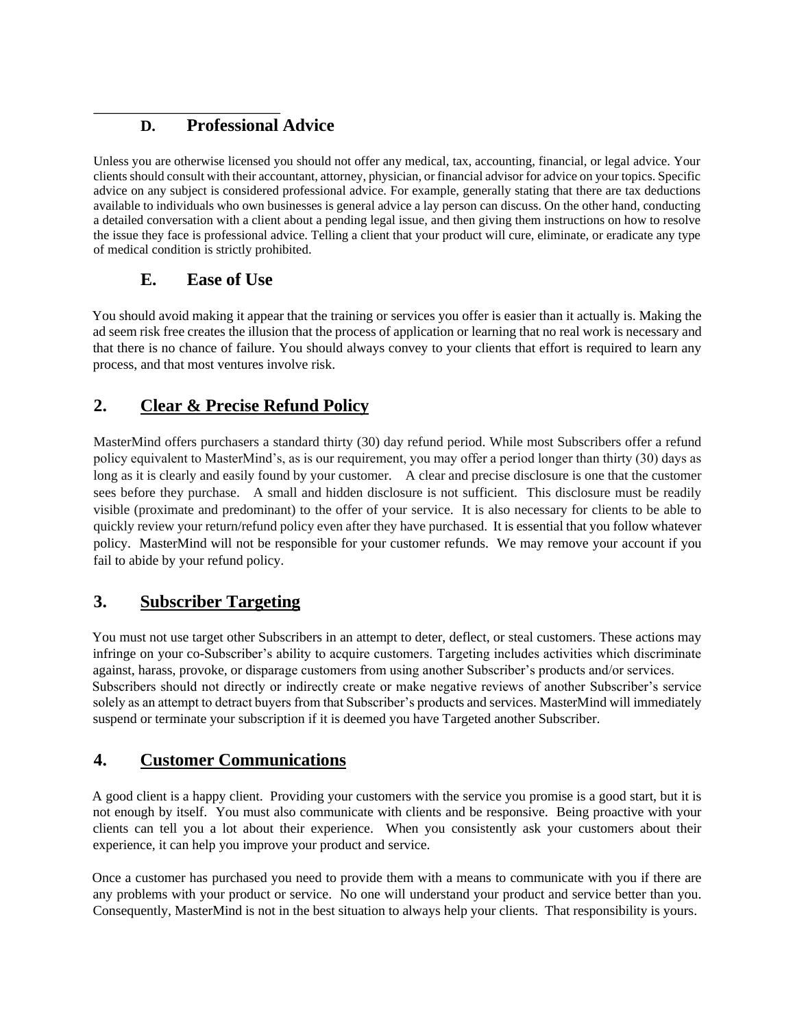### D. Professional Advice

Unless you are otherwise licensed you should not offer any medical, tax, accounting, financial, or legal advice. Your clients should consult with their accountant, attorney, physician, or financial advisor for advice on your topics. Specific advice on any subject is considered professional advice. For example, generally stating that there are tax deductions available to individuals who own businesses is general advice a lay person can discuss. On the other hand, conducting a detailed conversation with a client about a pending legal issue, and then giving them instructions on how to resolve the issue they face is professional advice. Telling a client that your product will cure, eliminate, or eradicate any type of medical condition is strictly prohibited.

### E. Ease of Use

You should avoid making it appear that the training or services you offer is easier than it actually is. Making the ad seem risk free creates the illusion that the process of application or learning that no real work is necessary and that there is no chance of failure. You should always convey to your clients that effort is required to learn any process, and that most ventures involve risk.

## 2. Clear & Precise Refund Policy

MasterMind offers purchasers a standard thirty (30) day refund period. While most Subscribers offer a refund policy equivalent to MasterMind's, as is our requirement, you may offer a period longer than thirty (30) days as long as it is clearly and easily found by your customer. A clear and precise disclosure is one that the customer sees before they purchase. A small and hidden disclosure is not sufficient. This disclosure must be readily visible (proximate and predominant) to the offer of your service. It is also necessary for clients to be able to quickly review your return/refund policy even after they have purchased. It is essential that you follow whatever policy. MasterMind will not be responsible for your customer refunds. We may remove your account if you fail to abide by your refund policy.

## 3. Subscriber Targeting

You must not use target other Subscribers in an attempt to deter, deflect, or steal customers. These actions may infringe on your co-Subscriber's ability to acquire customers. Targeting includes activities which discriminate against, harass, provoke, or disparage customers from using another Subscriber's products and/or services. Subscribers should not directly or indirectly create or make negative reviews of another Subscriber's service solely as an attempt to detract buyers from that Subscriber's products and services. MasterMind will immediately suspend or terminate your subscription if it is deemed you have Targeted another Subscriber.

## 4. Customer Communications

A good client is a happy client. Providing your customers with the service you promise is a good start, but it is not enough by itself. You must also communicate with clients and be responsive. Being proactive with your clients can tell you a lot about their experience. When you consistently ask your customers about their experience, it can help you improve your product and service.

Once a customer has purchased you need to provide them with a means to communicate with you if there are any problems with your product or service. No one will understand your product and service better than you. Consequently, MasterMind is not in the best situation to always help your clients. That responsibility is yours.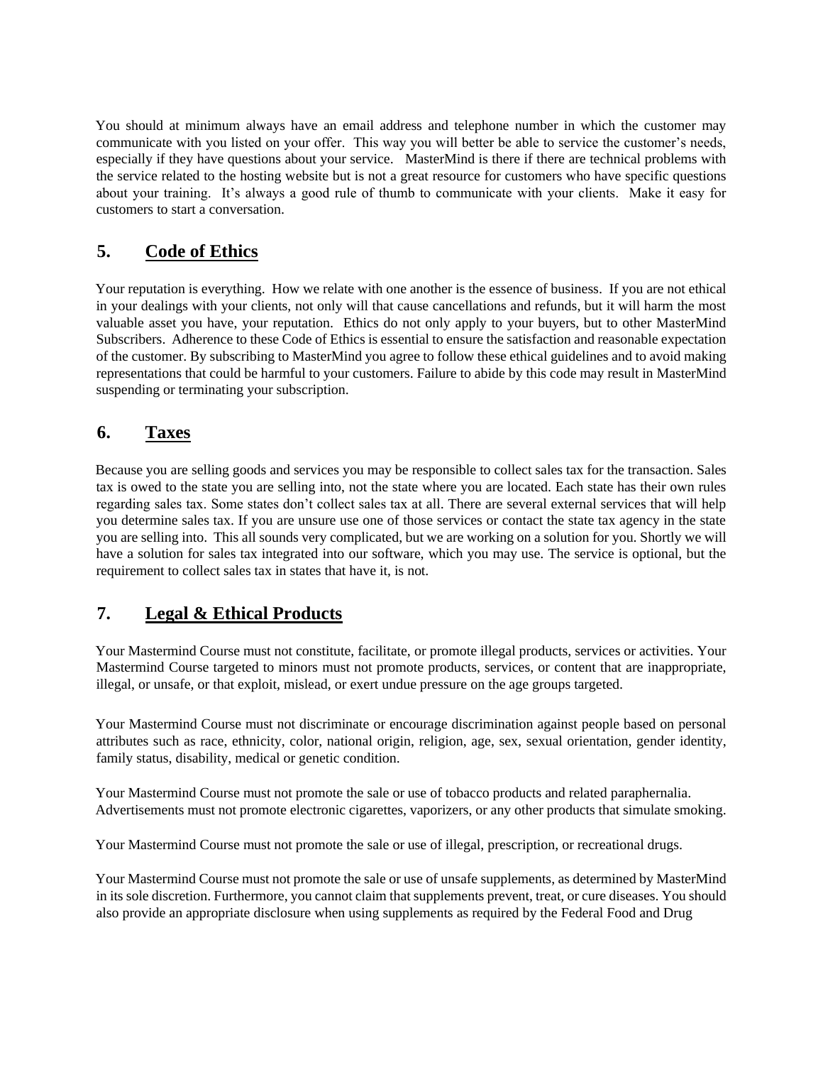You should at minimum always have an email address and telephone number in which the customer may communicate with you listed on your offer. This way you will better be able to service the customer's needs, especially if they have questions about your service. MasterMind is there if there are technical problems with the service related to the hosting website but is not a great resource for customers who have specific questions about your training. It's always a good rule of thumb to communicate with your clients. Make it easy for customers to start a conversation.

## 5. Code of Ethics

Your reputation is everything. How we relate with one another is the essence of business. If you are not ethical in your dealings with your clients, not only will that cause cancellations and refunds, but it will harm the most valuable asset you have, your reputation. Ethics do not only apply to your buyers, but to other MasterMind Subscribers. Adherence to these Code of Ethics is essential to ensure the satisfaction and reasonable expectation of the customer. By subscribing to MasterMind you agree to follow these ethical guidelines and to avoid making representations that could be harmful to your customers. Failure to abide by this code may result in MasterMind suspending or terminating your subscription.

## 6. Taxes

Because you are selling goods and services you may be responsible to collect sales tax for the transaction. Sales tax is owed to the state you are selling into, not the state where you are located. Each state has their own rules regarding sales tax. Some states don't collect sales tax at all. There are several external services that will help you determine sales tax. If you are unsure use one of those services or contact the state tax agency in the state you are selling into. This all sounds very complicated, but we are working on a solution for you. Shortly we will have a solution for sales tax integrated into our software, which you may use. The service is optional, but the requirement to collect sales tax in states that have it, is not.

## 7. Legal & Ethical Products

Your Mastermind Course must not constitute, facilitate, or promote illegal products, services or activities. Your Mastermind Course targeted to minors must not promote products, services, or content that are inappropriate, illegal, or unsafe, or that exploit, mislead, or exert undue pressure on the age groups targeted.

Your Mastermind Course must not discriminate or encourage discrimination against people based on personal attributes such as race, ethnicity, color, national origin, religion, age, sex, sexual orientation, gender identity, family status, disability, medical or genetic condition.

Your Mastermind Course must not promote the sale or use of tobacco products and related paraphernalia. Advertisements must not promote electronic cigarettes, vaporizers, or any other products that simulate smoking.

Your Mastermind Course must not promote the sale or use of illegal, prescription, or recreational drugs.

Your Mastermind Course must not promote the sale or use of unsafe supplements, as determined by MasterMind in its sole discretion. Furthermore, you cannot claim that supplements prevent, treat, or cure diseases. You should also provide an appropriate disclosure when using supplements as required by the Federal Food and Drug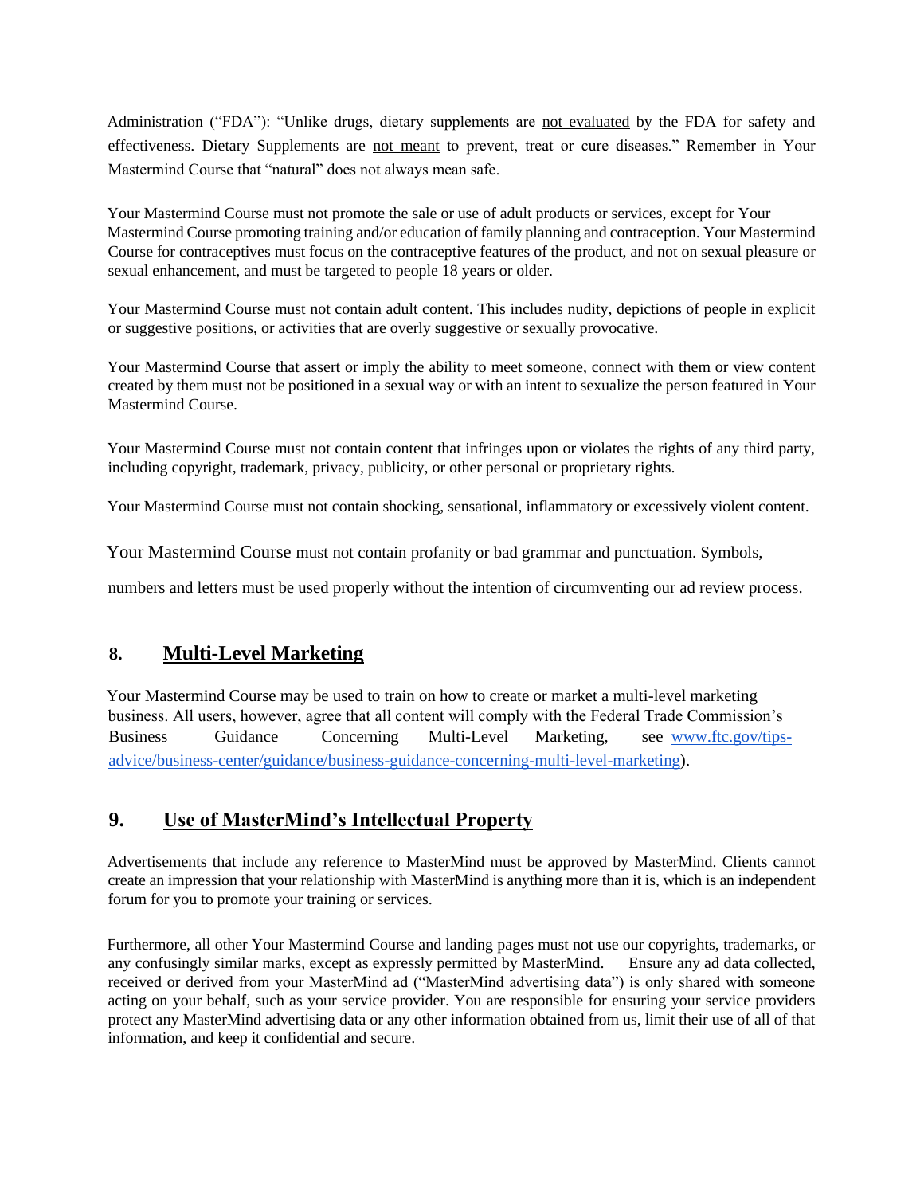Administration ("FDA"): "Unlike drugs, dietary supplements are <u>not evaluated</u> by the FDA for safety and effectiveness. Dietary Supplements are <u>not meant</u> to prevent, treat or cure diseases." Remember in Your Mastermind Course that "natural" does not always mean safe.

Your Mastermind Course must not promote the sale or use of adult products or services, except for Your Mastermind Course promoting training and/or education of family planning and contraception. Your Mastermind Course for contraceptives must focus on the contraceptive features of the product, and not on sexual pleasure or sexual enhancement, and must be targeted to people 18 years or older.

Your Mastermind Course must not contain adult content. This includes nudity, depictions of people in explicit or suggestive positions, or activities that are overly suggestive or sexually provocative.

Your Mastermind Course that assert or imply the ability to meet someone, connect with them or view content created by them must not be positioned in a sexual way or with an intent to sexualize the person featured in Your Mastermind Course.

Your Mastermind Course must not contain content that infringes upon or violates the rights of any third party, including copyright, trademark, privacy, publicity, or other personal or proprietary rights.

Your Mastermind Course must not contain shocking, sensational, inflammatory or excessively violent content.

Your Mastermind Course must not contain profanity or bad grammar and punctuation. Symbols, numbers and letters must be used properly without the intention of circumventing our ad review process.

## 8. Multi-Level Marketing

Your Mastermind Course may be used to train on how to create or market a multi-level marketing business. All users, however, agree that all content will comply with the Federal Trade Commission's Business Guidance Concerning Multi-Level Marketing, see www.ftc.gov/tips-advice/business-center/guidance/business-guidance-concerning-multi-level-marketing).

## 9. Use of MasterMind's Intellectual Property

Advertisements that include any reference to MasterMind must be approved by MasterMind. Clients cannot create an impression that your relationship with MasterMind is anything more than it is, which is an independent forum for you to promote your training or services.

Furthermore, all other Your Mastermind Course and landing pages must not use our copyrights, trademarks, or any confusingly similar marks, except as expressly permitted by MasterMind. Ensure any ad data collected, received or derived from your MasterMind ad ("MasterMind advertising data") is only shared with someone acting on your behalf, such as your service provider. You are responsible for ensuring your service providers protect any MasterMind advertising data or any other information obtained from us, limit their use of all of that information, and keep it confidential and secure.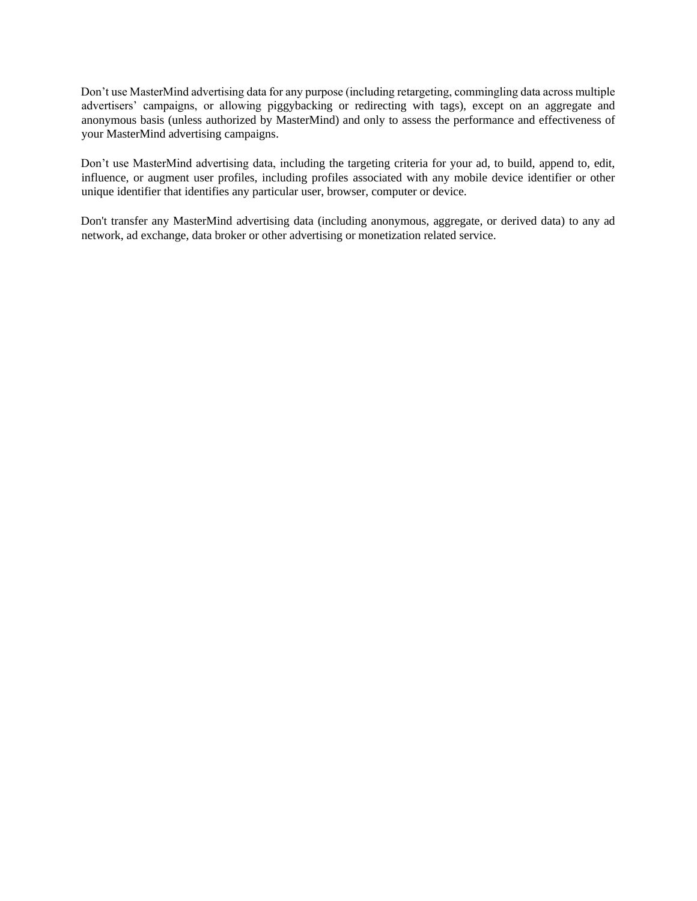Don’t use MasterMind advertising data for any purpose (including retargeting, commingling data across multiple advertisers’ campaigns, or allowing piggybacking or redirecting with tags), except on an aggregate and anonymous basis (unless authorized by MasterMind) and only to assess the performance and effectiveness of your MasterMind advertising campaigns.

Don’t use MasterMind advertising data, including the targeting criteria for your ad, to build, append to, edit, influence, or augment user profiles, including profiles associated with any mobile device identifier or other unique identifier that identifies any particular user, browser, computer or device.

Don't transfer any MasterMind advertising data (including anonymous, aggregate, or derived data) to any ad network, ad exchange, data broker or other advertising or monetization related service.